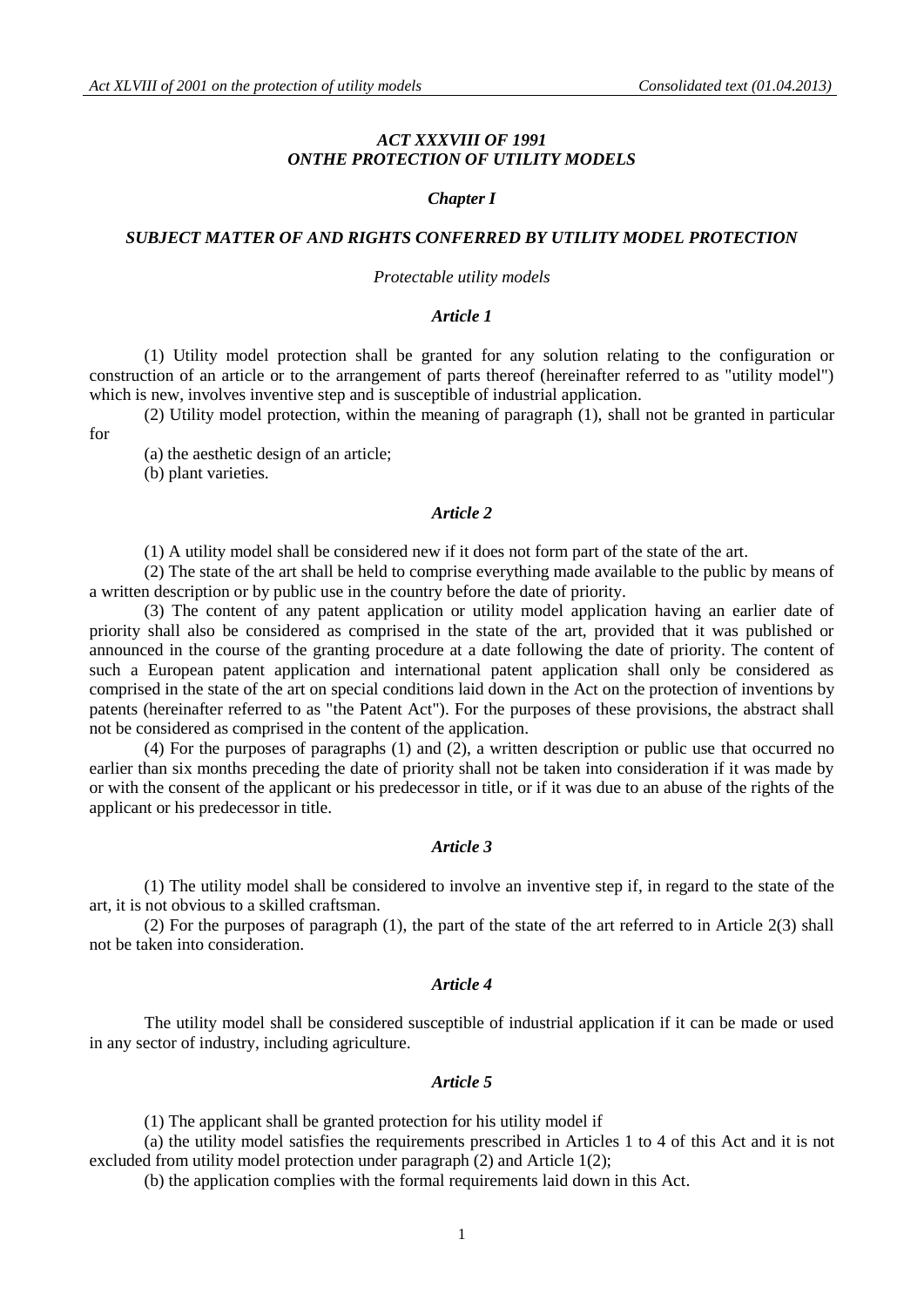# *ACT XXXVIII OF 1991*
# *ONTHE PROTECTION OF UTILITY MODELS*

## *Chapter I*

## *SUBJECT MATTER OF AND RIGHTS CONFERRED BY UTILITY MODEL PROTECTION*

*Protectable utility models*

### *Article 1*

(1) Utility model protection shall be granted for any solution relating to the configuration or construction of an article or to the arrangement of parts thereof (hereinafter referred to as "utility model") which is new, involves inventive step and is susceptible of industrial application.

(2) Utility model protection, within the meaning of paragraph (1), shall not be granted in particular for

(a) the aesthetic design of an article;

(b) plant varieties.

### *Article 2*

(1) A utility model shall be considered new if it does not form part of the state of the art.

(2) The state of the art shall be held to comprise everything made available to the public by means of a written description or by public use in the country before the date of priority.

(3) The content of any patent application or utility model application having an earlier date of priority shall also be considered as comprised in the state of the art, provided that it was published or announced in the course of the granting procedure at a date following the date of priority. The content of such a European patent application and international patent application shall only be considered as comprised in the state of the art on special conditions laid down in the Act on the protection of inventions by patents (hereinafter referred to as "the Patent Act"). For the purposes of these provisions, the abstract shall not be considered as comprised in the content of the application.

(4) For the purposes of paragraphs (1) and (2), a written description or public use that occurred no earlier than six months preceding the date of priority shall not be taken into consideration if it was made by or with the consent of the applicant or his predecessor in title, or if it was due to an abuse of the rights of the applicant or his predecessor in title.

### *Article 3*

(1) The utility model shall be considered to involve an inventive step if, in regard to the state of the art, it is not obvious to a skilled craftsman.

(2) For the purposes of paragraph (1), the part of the state of the art referred to in Article 2(3) shall not be taken into consideration.

### *Article 4*

The utility model shall be considered susceptible of industrial application if it can be made or used in any sector of industry, including agriculture.

### *Article 5*

(1) The applicant shall be granted protection for his utility model if

(a) the utility model satisfies the requirements prescribed in Articles 1 to 4 of this Act and it is not excluded from utility model protection under paragraph (2) and Article 1(2);

(b) the application complies with the formal requirements laid down in this Act.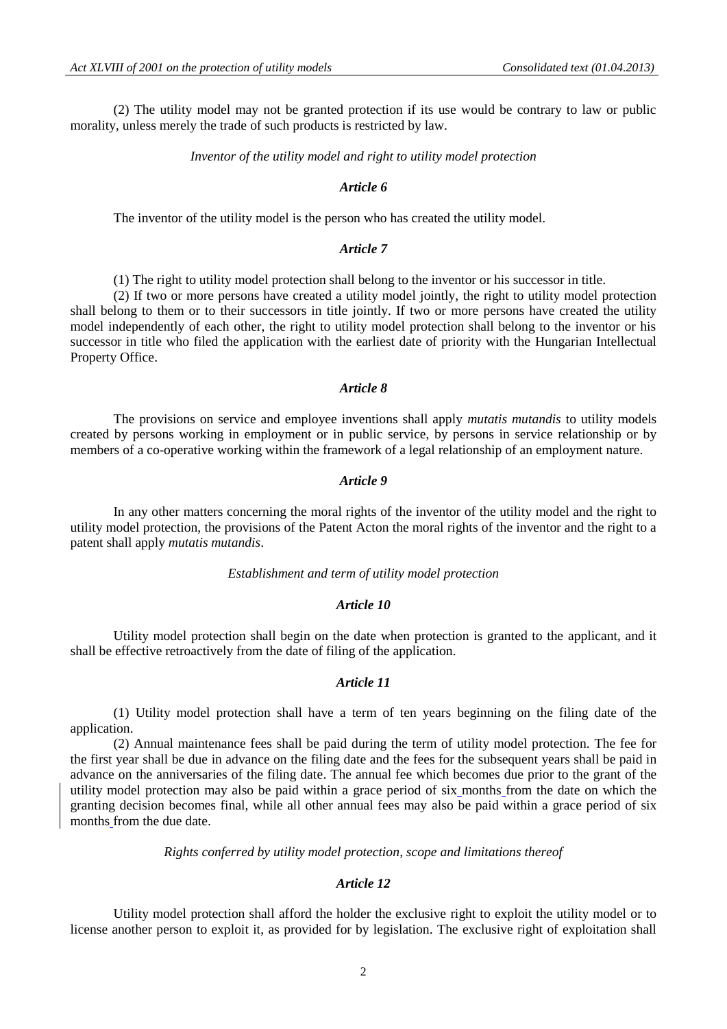(2) The utility model may not be granted protection if its use would be contrary to law or public morality, unless merely the trade of such products is restricted by law.

*Inventor of the utility model and right to utility model protection*

### *Article 6*

The inventor of the utility model is the person who has created the utility model.

### *Article 7*

(1) The right to utility model protection shall belong to the inventor or his successor in title.

(2) If two or more persons have created a utility model jointly, the right to utility model protection shall belong to them or to their successors in title jointly. If two or more persons have created the utility model independently of each other, the right to utility model protection shall belong to the inventor or his successor in title who filed the application with the earliest date of priority with the Hungarian Intellectual Property Office.

### *Article 8*

The provisions on service and employee inventions shall apply *mutatis mutandis* to utility models created by persons working in employment or in public service, by persons in service relationship or by members of a co-operative working within the framework of a legal relationship of an employment nature.

### *Article 9*

In any other matters concerning the moral rights of the inventor of the utility model and the right to utility model protection, the provisions of the Patent Acton the moral rights of the inventor and the right to a patent shall apply *mutatis mutandis*.

*Establishment and term of utility model protection*

### *Article 10*

Utility model protection shall begin on the date when protection is granted to the applicant, and it shall be effective retroactively from the date of filing of the application.

### *Article 11*

(1) Utility model protection shall have a term of ten years beginning on the filing date of the application.

(2) Annual maintenance fees shall be paid during the term of utility model protection. The fee for the first year shall be due in advance on the filing date and the fees for the subsequent years shall be paid in advance on the anniversaries of the filing date. The annual fee which becomes due prior to the grant of the utility model protection may also be paid within a grace period of six months from the date on which the granting decision becomes final, while all other annual fees may also be paid within a grace period of six months from the due date.

*Rights conferred by utility model protection, scope and limitations thereof*

### *Article 12*

Utility model protection shall afford the holder the exclusive right to exploit the utility model or to license another person to exploit it, as provided for by legislation. The exclusive right of exploitation shall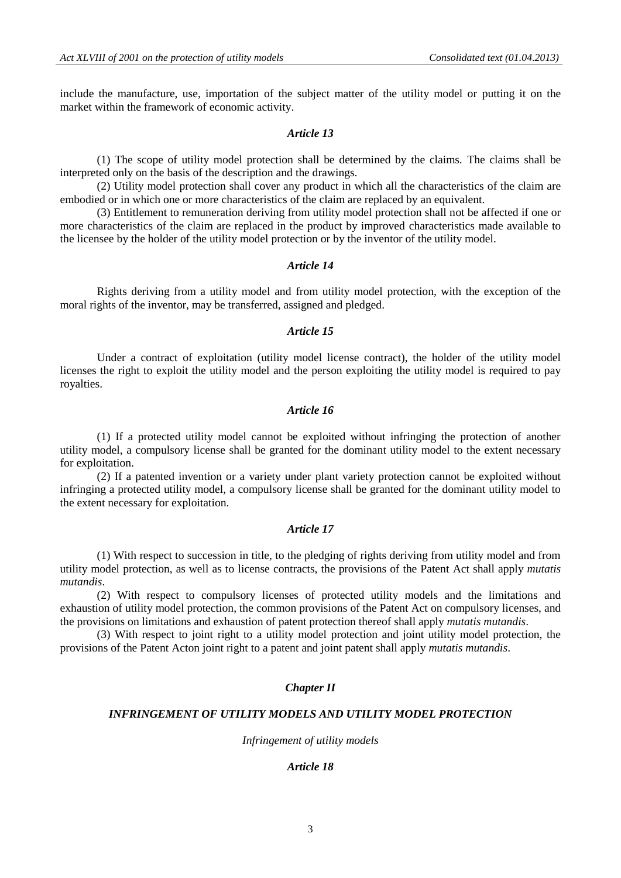include the manufacture, use, importation of the subject matter of the utility model or putting it on the market within the framework of economic activity.

### *Article 13*

(1) The scope of utility model protection shall be determined by the claims. The claims shall be interpreted only on the basis of the description and the drawings.

(2) Utility model protection shall cover any product in which all the characteristics of the claim are embodied or in which one or more characteristics of the claim are replaced by an equivalent.

(3) Entitlement to remuneration deriving from utility model protection shall not be affected if one or more characteristics of the claim are replaced in the product by improved characteristics made available to the licensee by the holder of the utility model protection or by the inventor of the utility model.

### *Article 14*

Rights deriving from a utility model and from utility model protection, with the exception of the moral rights of the inventor, may be transferred, assigned and pledged.

### *Article 15*

Under a contract of exploitation (utility model license contract), the holder of the utility model licenses the right to exploit the utility model and the person exploiting the utility model is required to pay royalties.

### *Article 16*

(1) If a protected utility model cannot be exploited without infringing the protection of another utility model, a compulsory license shall be granted for the dominant utility model to the extent necessary for exploitation.

(2) If a patented invention or a variety under plant variety protection cannot be exploited without infringing a protected utility model, a compulsory license shall be granted for the dominant utility model to the extent necessary for exploitation.

### *Article 17*

(1) With respect to succession in title, to the pledging of rights deriving from utility model and from utility model protection, as well as to license contracts, the provisions of the Patent Act shall apply *mutatis mutandis*.

(2) With respect to compulsory licenses of protected utility models and the limitations and exhaustion of utility model protection, the common provisions of the Patent Act on compulsory licenses, and the provisions on limitations and exhaustion of patent protection thereof shall apply *mutatis mutandis*.

(3) With respect to joint right to a utility model protection and joint utility model protection, the provisions of the Patent Acton joint right to a patent and joint patent shall apply *mutatis mutandis*.

## *Chapter II*

## *INFRINGEMENT OF UTILITY MODELS AND UTILITY MODEL PROTECTION*

*Infringement of utility models*

### *Article 18*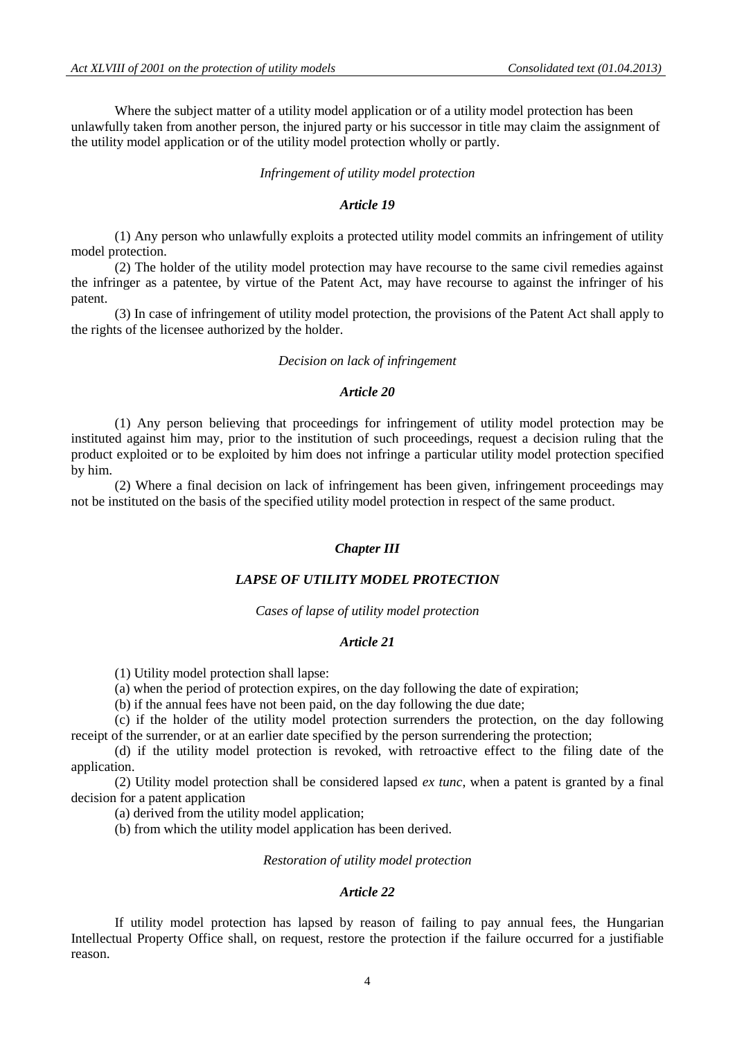Where the subject matter of a utility model application or of a utility model protection has been unlawfully taken from another person, the injured party or his successor in title may claim the assignment of the utility model application or of the utility model protection wholly or partly.

*Infringement of utility model protection*

***Article 19***

(1) Any person who unlawfully exploits a protected utility model commits an infringement of utility model protection.

(2) The holder of the utility model protection may have recourse to the same civil remedies against the infringer as a patentee, by virtue of the Patent Act, may have recourse to against the infringer of his patent.

(3) In case of infringement of utility model protection, the provisions of the Patent Act shall apply to the rights of the licensee authorized by the holder.

*Decision on lack of infringement*

***Article 20***

(1) Any person believing that proceedings for infringement of utility model protection may be instituted against him may, prior to the institution of such proceedings, request a decision ruling that the product exploited or to be exploited by him does not infringe a particular utility model protection specified by him.

(2) Where a final decision on lack of infringement has been given, infringement proceedings may not be instituted on the basis of the specified utility model protection in respect of the same product.

## ***Chapter III***

## ***LAPSE OF UTILITY MODEL PROTECTION***

*Cases of lapse of utility model protection*

***Article 21***

(1) Utility model protection shall lapse:

(a) when the period of protection expires, on the day following the date of expiration;

(b) if the annual fees have not been paid, on the day following the due date;

(c) if the holder of the utility model protection surrenders the protection, on the day following receipt of the surrender, or at an earlier date specified by the person surrendering the protection;

(d) if the utility model protection is revoked, with retroactive effect to the filing date of the application.

(2) Utility model protection shall be considered lapsed *ex tunc*, when a patent is granted by a final decision for a patent application

(a) derived from the utility model application;

(b) from which the utility model application has been derived.

*Restoration of utility model protection*

***Article 22***

If utility model protection has lapsed by reason of failing to pay annual fees, the Hungarian Intellectual Property Office shall, on request, restore the protection if the failure occurred for a justifiable reason.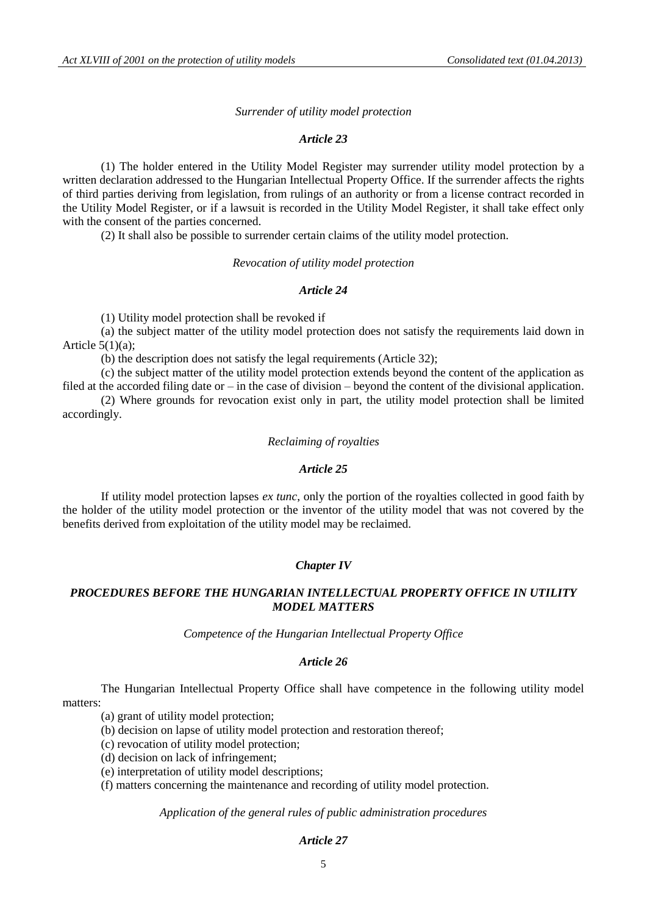*Surrender of utility model protection*

***Article 23***

(1) The holder entered in the Utility Model Register may surrender utility model protection by a written declaration addressed to the Hungarian Intellectual Property Office. If the surrender affects the rights of third parties deriving from legislation, from rulings of an authority or from a license contract recorded in the Utility Model Register, or if a lawsuit is recorded in the Utility Model Register, it shall take effect only with the consent of the parties concerned.

(2) It shall also be possible to surrender certain claims of the utility model protection.

*Revocation of utility model protection*

***Article 24***

(1) Utility model protection shall be revoked if

(a) the subject matter of the utility model protection does not satisfy the requirements laid down in Article 5(1)(a);

(b) the description does not satisfy the legal requirements (Article 32);

(c) the subject matter of the utility model protection extends beyond the content of the application as filed at the accorded filing date or – in the case of division – beyond the content of the divisional application.

(2) Where grounds for revocation exist only in part, the utility model protection shall be limited accordingly.

*Reclaiming of royalties*

***Article 25***

If utility model protection lapses *ex tunc*, only the portion of the royalties collected in good faith by the holder of the utility model protection or the inventor of the utility model that was not covered by the benefits derived from exploitation of the utility model may be reclaimed.

## *Chapter IV*

## *PROCEDURES BEFORE THE HUNGARIAN INTELLECTUAL PROPERTY OFFICE IN UTILITY MODEL MATTERS*

*Competence of the Hungarian Intellectual Property Office*

***Article 26***

The Hungarian Intellectual Property Office shall have competence in the following utility model matters:

(a) grant of utility model protection;

(b) decision on lapse of utility model protection and restoration thereof;

(c) revocation of utility model protection;

(d) decision on lack of infringement;

(e) interpretation of utility model descriptions;

(f) matters concerning the maintenance and recording of utility model protection.

*Application of the general rules of public administration procedures*

***Article 27***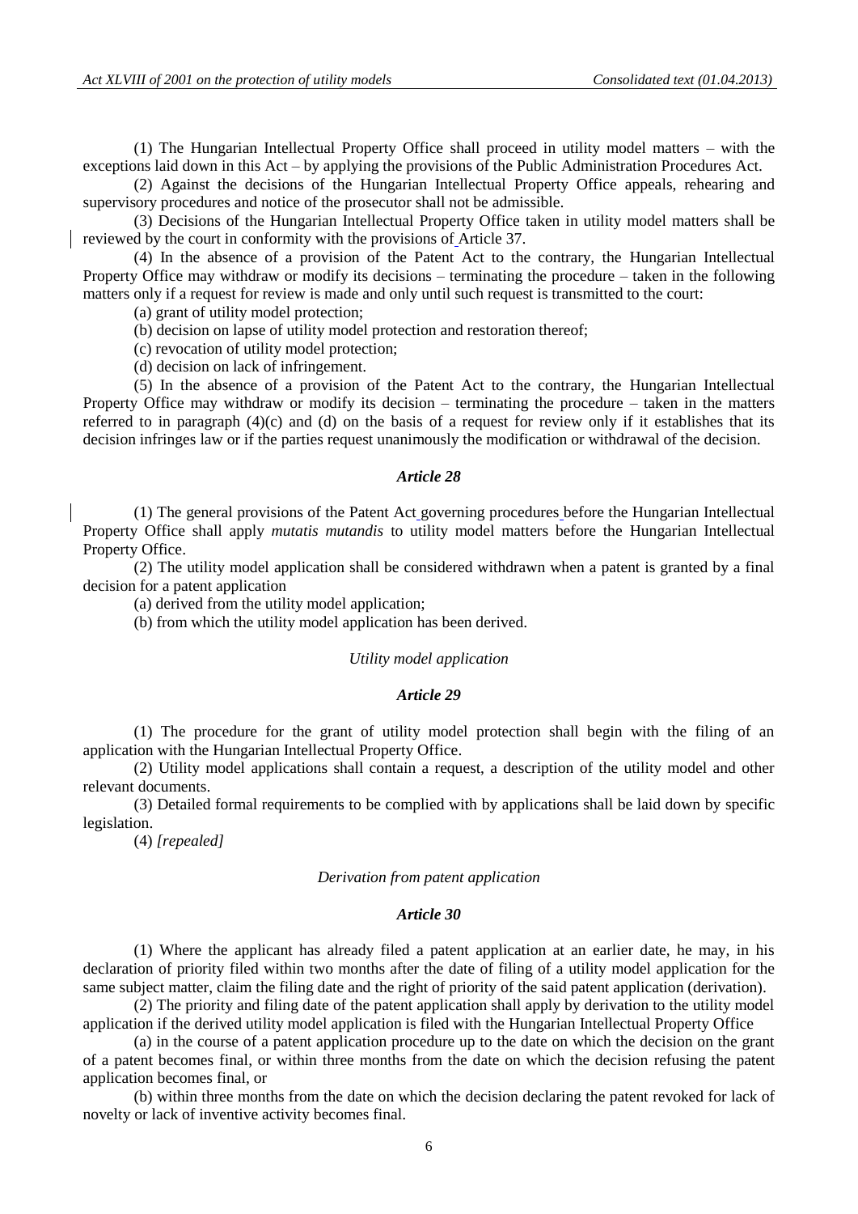(1) The Hungarian Intellectual Property Office shall proceed in utility model matters – with the exceptions laid down in this Act – by applying the provisions of the Public Administration Procedures Act.

(2) Against the decisions of the Hungarian Intellectual Property Office appeals, rehearing and supervisory procedures and notice of the prosecutor shall not be admissible.

(3) Decisions of the Hungarian Intellectual Property Office taken in utility model matters shall be reviewed by the court in conformity with the provisions of Article 37.

(4) In the absence of a provision of the Patent Act to the contrary, the Hungarian Intellectual Property Office may withdraw or modify its decisions – terminating the procedure – taken in the following matters only if a request for review is made and only until such request is transmitted to the court:

(a) grant of utility model protection;

(b) decision on lapse of utility model protection and restoration thereof;

(c) revocation of utility model protection;

(d) decision on lack of infringement.

(5) In the absence of a provision of the Patent Act to the contrary, the Hungarian Intellectual Property Office may withdraw or modify its decision – terminating the procedure – taken in the matters referred to in paragraph (4)(c) and (d) on the basis of a request for review only if it establishes that its decision infringes law or if the parties request unanimously the modification or withdrawal of the decision.

### *Article 28*

(1) The general provisions of the Patent Act governing procedures before the Hungarian Intellectual Property Office shall apply *mutatis mutandis* to utility model matters before the Hungarian Intellectual Property Office.

(2) The utility model application shall be considered withdrawn when a patent is granted by a final decision for a patent application

(a) derived from the utility model application;

(b) from which the utility model application has been derived.

*Utility model application*

### *Article 29*

(1) The procedure for the grant of utility model protection shall begin with the filing of an application with the Hungarian Intellectual Property Office.

(2) Utility model applications shall contain a request, a description of the utility model and other relevant documents.

(3) Detailed formal requirements to be complied with by applications shall be laid down by specific legislation.

(4) *[repealed]*

*Derivation from patent application*

### *Article 30*

(1) Where the applicant has already filed a patent application at an earlier date, he may, in his declaration of priority filed within two months after the date of filing of a utility model application for the same subject matter, claim the filing date and the right of priority of the said patent application (derivation).

(2) The priority and filing date of the patent application shall apply by derivation to the utility model application if the derived utility model application is filed with the Hungarian Intellectual Property Office

(a) in the course of a patent application procedure up to the date on which the decision on the grant of a patent becomes final, or within three months from the date on which the decision refusing the patent application becomes final, or

(b) within three months from the date on which the decision declaring the patent revoked for lack of novelty or lack of inventive activity becomes final.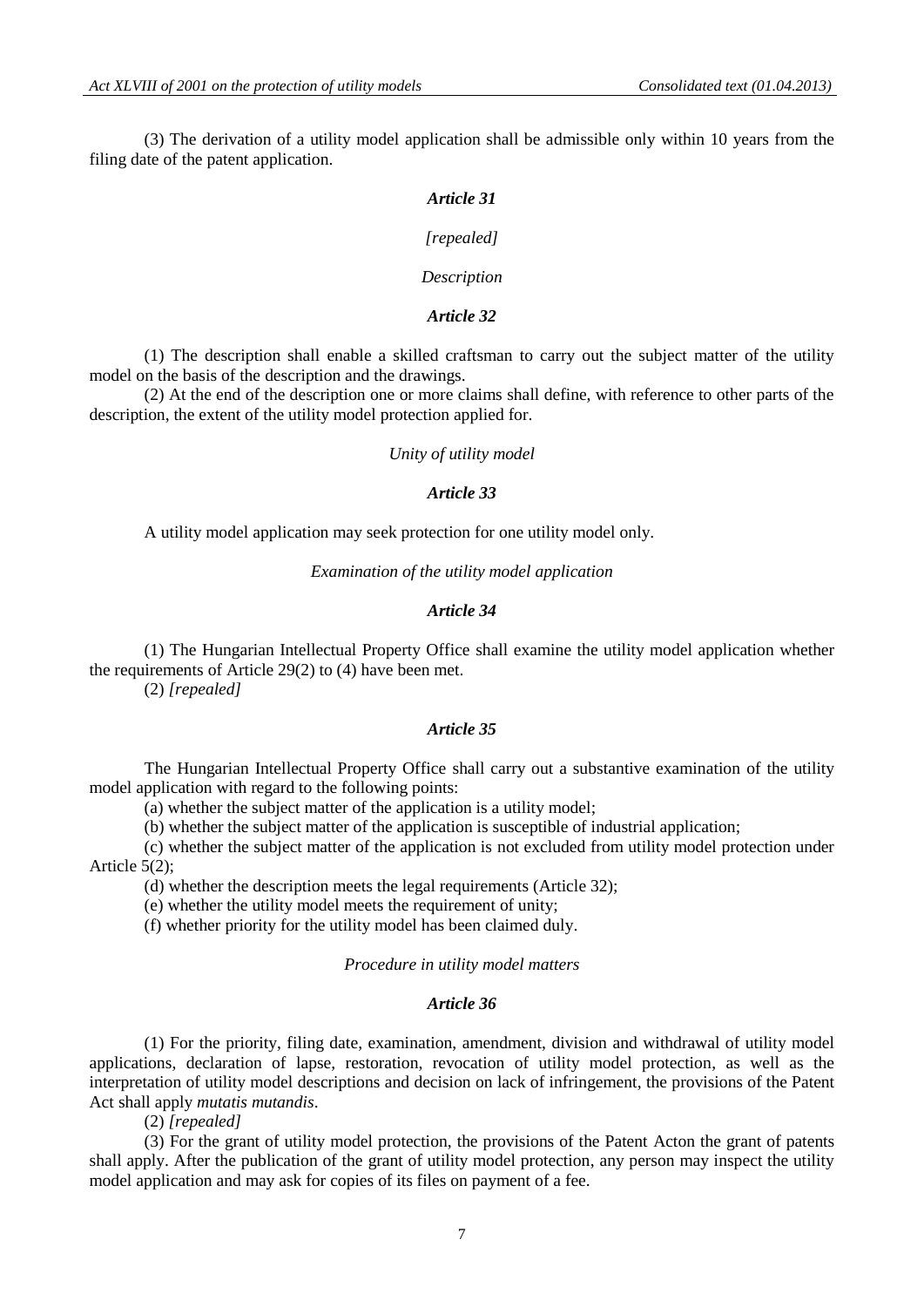(3) The derivation of a utility model application shall be admissible only within 10 years from the filing date of the patent application.

***Article 31***

*[repealed]*

*Description*

***Article 32***

(1) The description shall enable a skilled craftsman to carry out the subject matter of the utility model on the basis of the description and the drawings.

(2) At the end of the description one or more claims shall define, with reference to other parts of the description, the extent of the utility model protection applied for.

*Unity of utility model*

***Article 33***

A utility model application may seek protection for one utility model only.

*Examination of the utility model application*

***Article 34***

(1) The Hungarian Intellectual Property Office shall examine the utility model application whether the requirements of Article 29(2) to (4) have been met.

(2) *[repealed]*

***Article 35***

The Hungarian Intellectual Property Office shall carry out a substantive examination of the utility model application with regard to the following points:

(a) whether the subject matter of the application is a utility model;

(b) whether the subject matter of the application is susceptible of industrial application;

(c) whether the subject matter of the application is not excluded from utility model protection under Article 5(2);

(d) whether the description meets the legal requirements (Article 32);

(e) whether the utility model meets the requirement of unity;

(f) whether priority for the utility model has been claimed duly.

*Procedure in utility model matters*

***Article 36***

(1) For the priority, filing date, examination, amendment, division and withdrawal of utility model applications, declaration of lapse, restoration, revocation of utility model protection, as well as the interpretation of utility model descriptions and decision on lack of infringement, the provisions of the Patent Act shall apply *mutatis mutandis*.

(2) *[repealed]*

(3) For the grant of utility model protection, the provisions of the Patent Acton the grant of patents shall apply. After the publication of the grant of utility model protection, any person may inspect the utility model application and may ask for copies of its files on payment of a fee.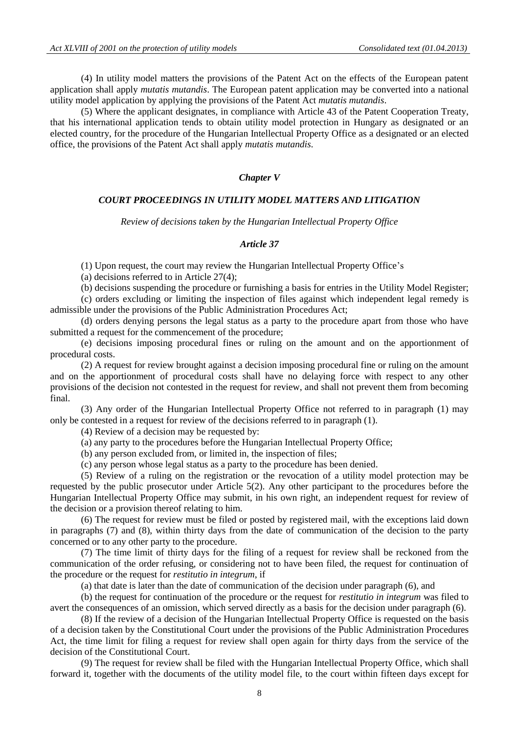(4) In utility model matters the provisions of the Patent Act on the effects of the European patent application shall apply *mutatis mutandis*. The European patent application may be converted into a national utility model application by applying the provisions of the Patent Act *mutatis mutandis*.

(5) Where the applicant designates, in compliance with Article 43 of the Patent Cooperation Treaty, that his international application tends to obtain utility model protection in Hungary as designated or an elected country, for the procedure of the Hungarian Intellectual Property Office as a designated or an elected office, the provisions of the Patent Act shall apply *mutatis mutandis*.

## *Chapter V*

## *COURT PROCEEDINGS IN UTILITY MODEL MATTERS AND LITIGATION*

*Review of decisions taken by the Hungarian Intellectual Property Office*

### *Article 37*

(1) Upon request, the court may review the Hungarian Intellectual Property Office's

(a) decisions referred to in Article 27(4);

(b) decisions suspending the procedure or furnishing a basis for entries in the Utility Model Register;

(c) orders excluding or limiting the inspection of files against which independent legal remedy is admissible under the provisions of the Public Administration Procedures Act;

(d) orders denying persons the legal status as a party to the procedure apart from those who have submitted a request for the commencement of the procedure;

(e) decisions imposing procedural fines or ruling on the amount and on the apportionment of procedural costs.

(2) A request for review brought against a decision imposing procedural fine or ruling on the amount and on the apportionment of procedural costs shall have no delaying force with respect to any other provisions of the decision not contested in the request for review, and shall not prevent them from becoming final.

(3) Any order of the Hungarian Intellectual Property Office not referred to in paragraph (1) may only be contested in a request for review of the decisions referred to in paragraph (1).

(4) Review of a decision may be requested by:

(a) any party to the procedures before the Hungarian Intellectual Property Office;

(b) any person excluded from, or limited in, the inspection of files;

(c) any person whose legal status as a party to the procedure has been denied.

(5) Review of a ruling on the registration or the revocation of a utility model protection may be requested by the public prosecutor under Article 5(2). Any other participant to the procedures before the Hungarian Intellectual Property Office may submit, in his own right, an independent request for review of the decision or a provision thereof relating to him.

(6) The request for review must be filed or posted by registered mail, with the exceptions laid down in paragraphs (7) and (8), within thirty days from the date of communication of the decision to the party concerned or to any other party to the procedure.

(7) The time limit of thirty days for the filing of a request for review shall be reckoned from the communication of the order refusing, or considering not to have been filed, the request for continuation of the procedure or the request for *restitutio in integrum*, if

(a) that date is later than the date of communication of the decision under paragraph (6), and

(b) the request for continuation of the procedure or the request for *restitutio in integrum* was filed to avert the consequences of an omission, which served directly as a basis for the decision under paragraph (6).

(8) If the review of a decision of the Hungarian Intellectual Property Office is requested on the basis of a decision taken by the Constitutional Court under the provisions of the Public Administration Procedures Act, the time limit for filing a request for review shall open again for thirty days from the service of the decision of the Constitutional Court.

(9) The request for review shall be filed with the Hungarian Intellectual Property Office, which shall forward it, together with the documents of the utility model file, to the court within fifteen days except for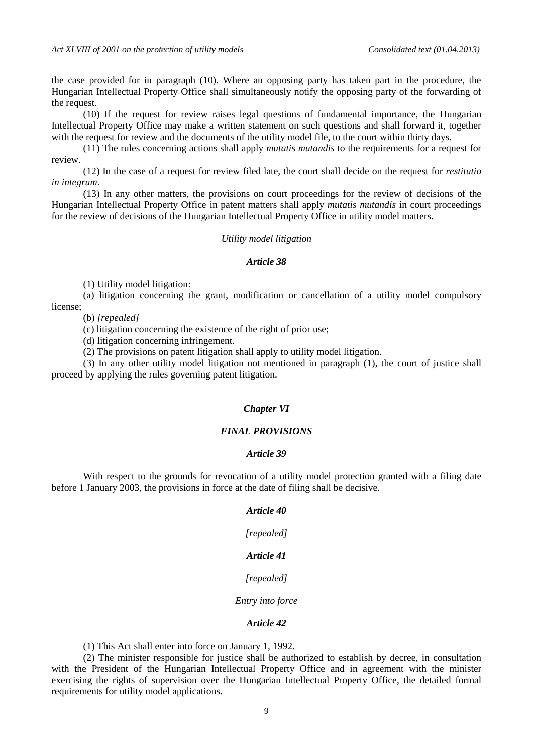the case provided for in paragraph (10). Where an opposing party has taken part in the procedure, the Hungarian Intellectual Property Office shall simultaneously notify the opposing party of the forwarding of the request.

(10) If the request for review raises legal questions of fundamental importance, the Hungarian Intellectual Property Office may make a written statement on such questions and shall forward it, together with the request for review and the documents of the utility model file, to the court within thirty days.

(11) The rules concerning actions shall apply *mutatis mutandis* to the requirements for a request for review.

(12) In the case of a request for review filed late, the court shall decide on the request for *restitutio in integrum*.

(13) In any other matters, the provisions on court proceedings for the review of decisions of the Hungarian Intellectual Property Office in patent matters shall apply *mutatis mutandis* in court proceedings for the review of decisions of the Hungarian Intellectual Property Office in utility model matters.

*Utility model litigation*

### *Article 38*

(1) Utility model litigation:

(a) litigation concerning the grant, modification or cancellation of a utility model compulsory license;

(b) *[repealed]*

(c) litigation concerning the existence of the right of prior use;

(d) litigation concerning infringement.

(2) The provisions on patent litigation shall apply to utility model litigation.

(3) In any other utility model litigation not mentioned in paragraph (1), the court of justice shall proceed by applying the rules governing patent litigation.

## *Chapter VI*

## *FINAL PROVISIONS*

### *Article 39*

With respect to the grounds for revocation of a utility model protection granted with a filing date before 1 January 2003, the provisions in force at the date of filing shall be decisive.

### *Article 40*

*[repealed]*

### *Article 41*

*[repealed]*

*Entry into force*

### *Article 42*

(1) This Act shall enter into force on January 1, 1992.

(2) The minister responsible for justice shall be authorized to establish by decree, in consultation with the President of the Hungarian Intellectual Property Office and in agreement with the minister exercising the rights of supervision over the Hungarian Intellectual Property Office, the detailed formal requirements for utility model applications.